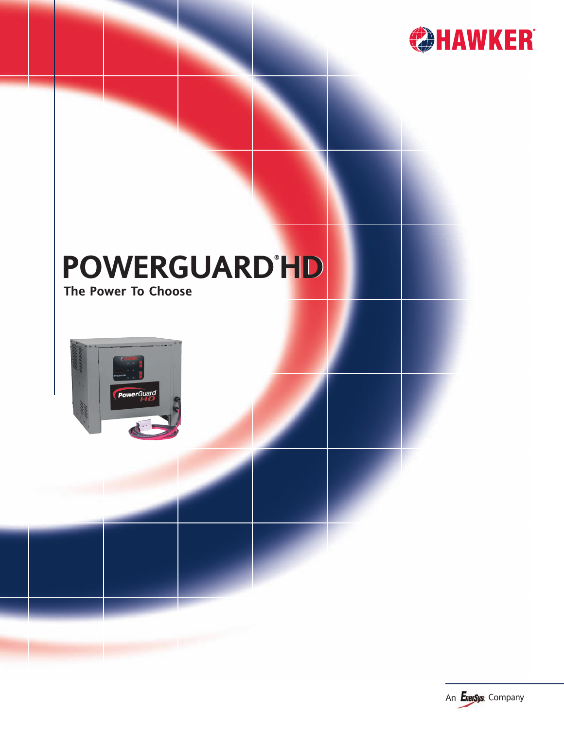HAWKER®

# POWERGUARD® HD

**The Power To Choose**

An EnerSys® Company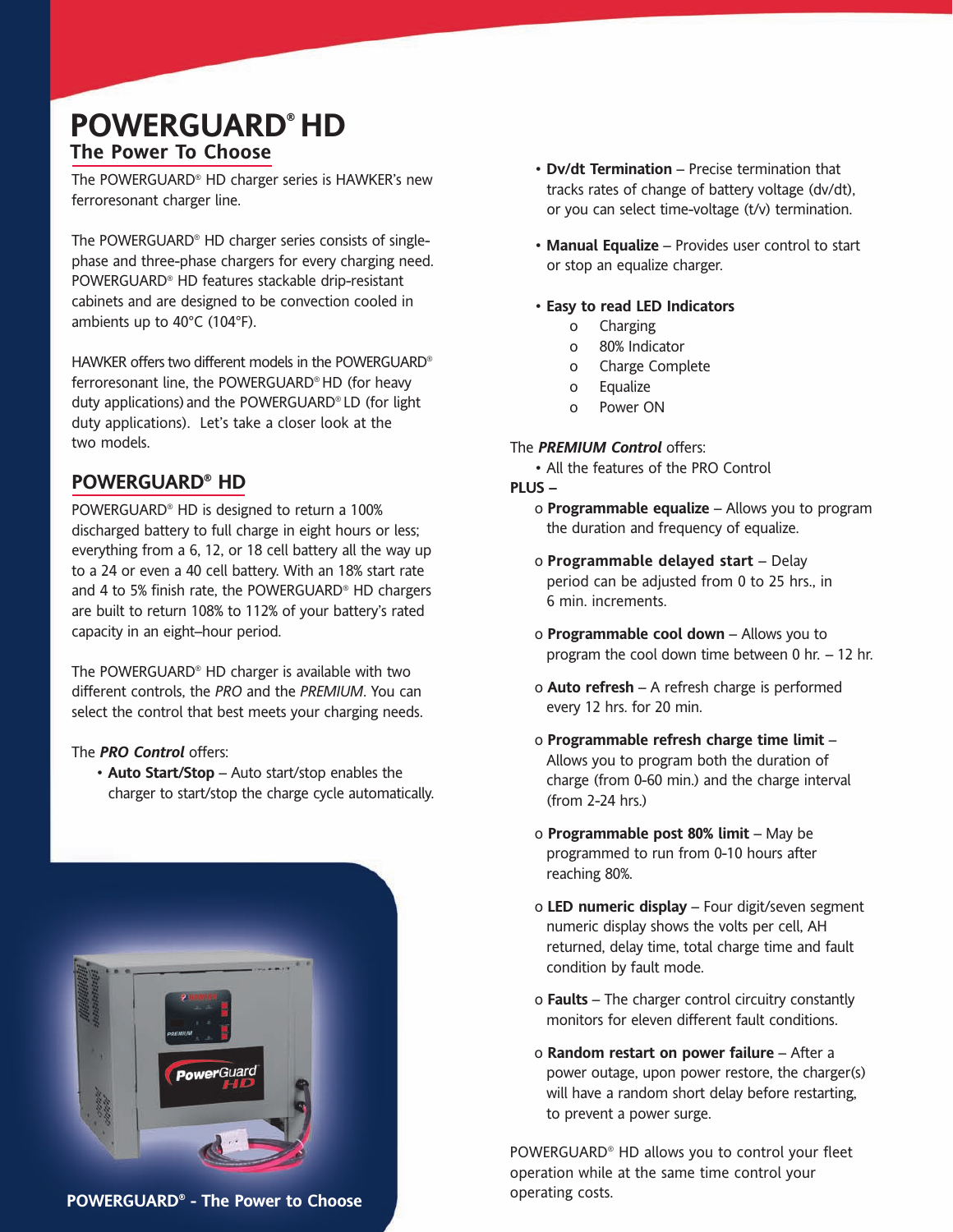# POWERGUARD® HD

## The Power To Choose

The POWERGUARD® HD charger series is HAWKER's new ferroresonant charger line.

The POWERGUARD® HD charger series consists of single-phase and three-phase chargers for every charging need. POWERGUARD® HD features stackable drip-resistant cabinets and are designed to be convection cooled in ambients up to 40°C (104°F).

HAWKER offers two different models in the POWERGUARD® ferroresonant line, the POWERGUARD® HD (for heavy duty applications) and the POWERGUARD® LD (for light duty applications). Let's take a closer look at the two models.

## POWERGUARD® HD

POWERGUARD® HD is designed to return a 100% discharged battery to full charge in eight hours or less; everything from a 6, 12, or 18 cell battery all the way up to a 24 or even a 40 cell battery. With an 18% start rate and 4 to 5% finish rate, the POWERGUARD® HD chargers are built to return 108% to 112% of your battery's rated capacity in an eight–hour period.

The POWERGUARD® HD charger is available with two different controls, the *PRO* and the *PREMIUM*. You can select the control that best meets your charging needs.

The ***PRO Control*** offers:

- **Auto Start/Stop** – Auto start/stop enables the charger to start/stop the charge cycle automatically.
- **Dv/dt Termination** – Precise termination that tracks rates of change of battery voltage (dv/dt), or you can select time-voltage (t/v) termination.
- **Manual Equalize** – Provides user control to start or stop an equalize charger.
- **Easy to read LED Indicators**
  - Charging
  - 80% Indicator
  - Charge Complete
  - Equalize
  - Power ON

The ***PREMIUM Control*** offers:

- All the features of the PRO Control

**PLUS –**

- **Programmable equalize** – Allows you to program the duration and frequency of equalize.
- **Programmable delayed start** – Delay period can be adjusted from 0 to 25 hrs., in 6 min. increments.
- **Programmable cool down** – Allows you to program the cool down time between 0 hr. – 12 hr.
- **Auto refresh** – A refresh charge is performed every 12 hrs. for 20 min.
- **Programmable refresh charge time limit** – Allows you to program both the duration of charge (from 0-60 min.) and the charge interval (from 2-24 hrs.)
- **Programmable post 80% limit** – May be programmed to run from 0-10 hours after reaching 80%.
- **LED numeric display** – Four digit/seven segment numeric display shows the volts per cell, AH returned, delay time, total charge time and fault condition by fault mode.
- **Faults** – The charger control circuitry constantly monitors for eleven different fault conditions.
- **Random restart on power failure** – After a power outage, upon power restore, the charger(s) will have a random short delay before restarting, to prevent a power surge.

POWERGUARD® HD allows you to control your fleet operation while at the same time control your operating costs.

**POWERGUARD® - The Power to Choose**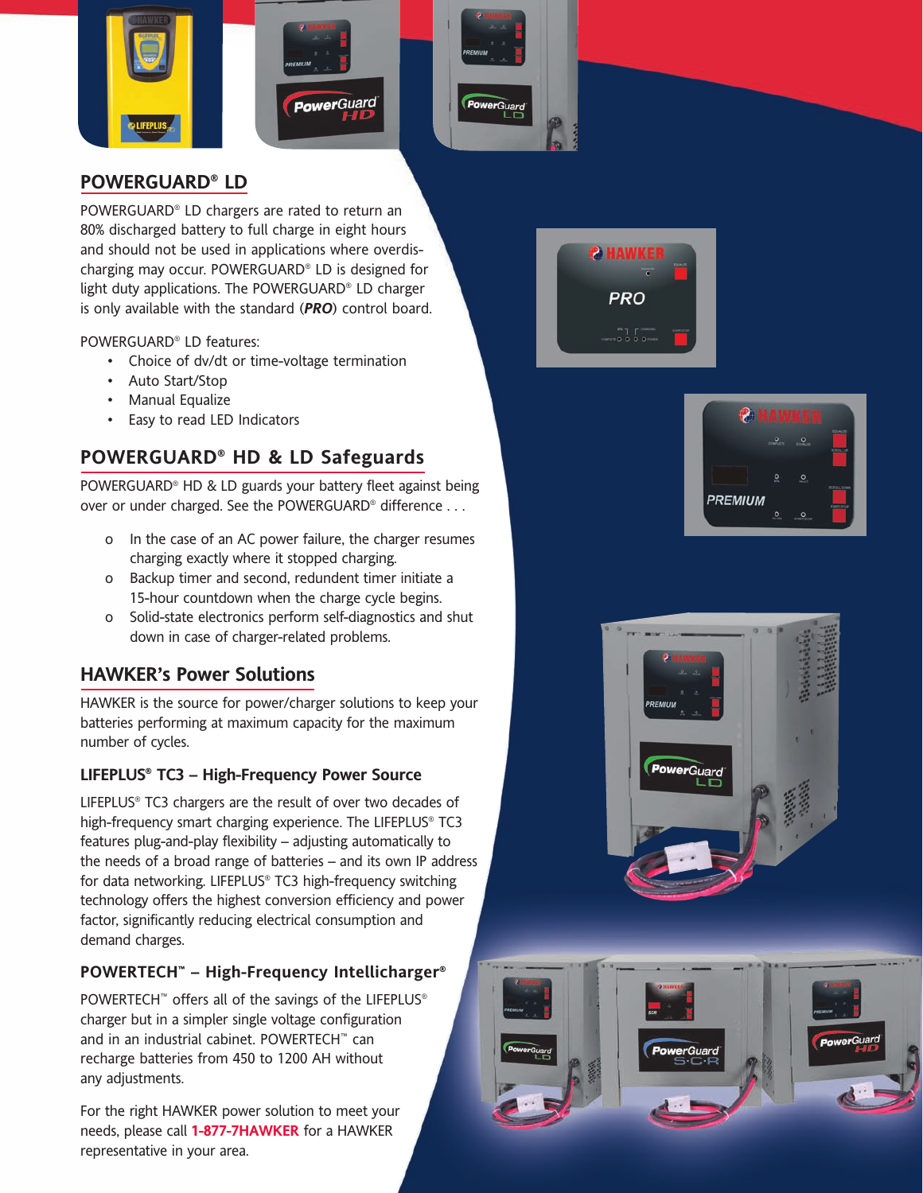## POWERGUARD® LD

POWERGUARD® LD chargers are rated to return an 80% discharged battery to full charge in eight hours and should not be used in applications where overdis-charging may occur. POWERGUARD® LD is designed for light duty applications. The POWERGUARD® LD charger is only available with the standard (***PRO***) control board.

POWERGUARD® LD features:

- Choice of dv/dt or time-voltage termination
- Auto Start/Stop
- Manual Equalize
- Easy to read LED Indicators

## POWERGUARD® HD & LD Safeguards

POWERGUARD® HD & LD guards your battery fleet against being over or under charged. See the POWERGUARD® difference . . .

- In the case of an AC power failure, the charger resumes charging exactly where it stopped charging.
- Backup timer and second, redundant timer initiate a 15-hour countdown when the charge cycle begins.
- Solid-state electronics perform self-diagnostics and shut down in case of charger-related problems.

## HAWKER's Power Solutions

HAWKER is the source for power/charger solutions to keep your batteries performing at maximum capacity for the maximum number of cycles.

### LIFEPLUS® TC3 – High-Frequency Power Source

LIFEPLUS® TC3 chargers are the result of over two decades of high-frequency smart charging experience. The LIFEPLUS® TC3 features plug-and-play flexibility – adjusting automatically to the needs of a broad range of batteries – and its own IP address for data networking. LIFEPLUS® TC3 high-frequency switching technology offers the highest conversion efficiency and power factor, significantly reducing electrical consumption and demand charges.

### POWERTECH™ – High-Frequency Intellicharger®

POWERTECH™ offers all of the savings of the LIFEPLUS® charger but in a simpler single voltage configuration and in an industrial cabinet. POWERTECH™ can recharge batteries from 450 to 1200 AH without any adjustments.

For the right HAWKER power solution to meet your needs, please call **1-877-7HAWKER** for a HAWKER representative in your area.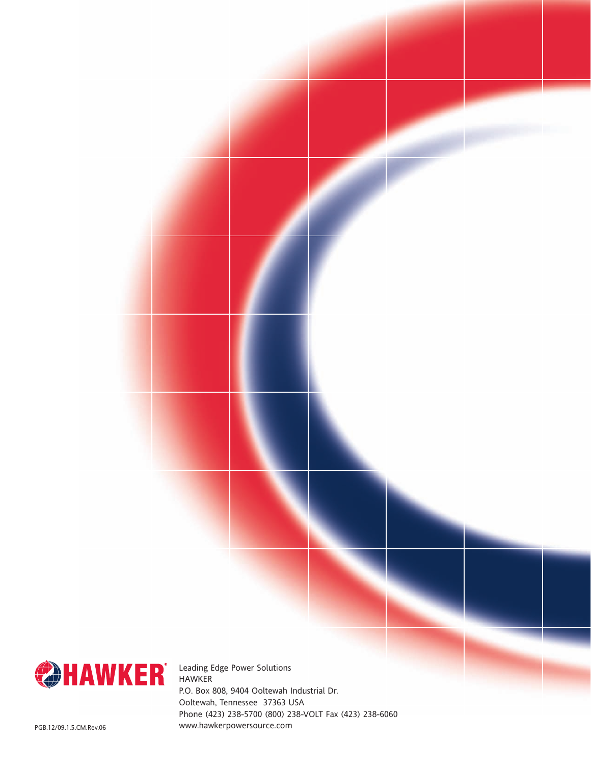HAWKER®

Leading Edge Power Solutions
HAWKER
P.O. Box 808, 9404 Ooltewah Industrial Dr.
Ooltewah, Tennessee 37363 USA
Phone (423) 238-5700 (800) 238-VOLT Fax (423) 238-6060
www.hawkerpowersource.com

PGB.12/09.1.5.CM.Rev.06